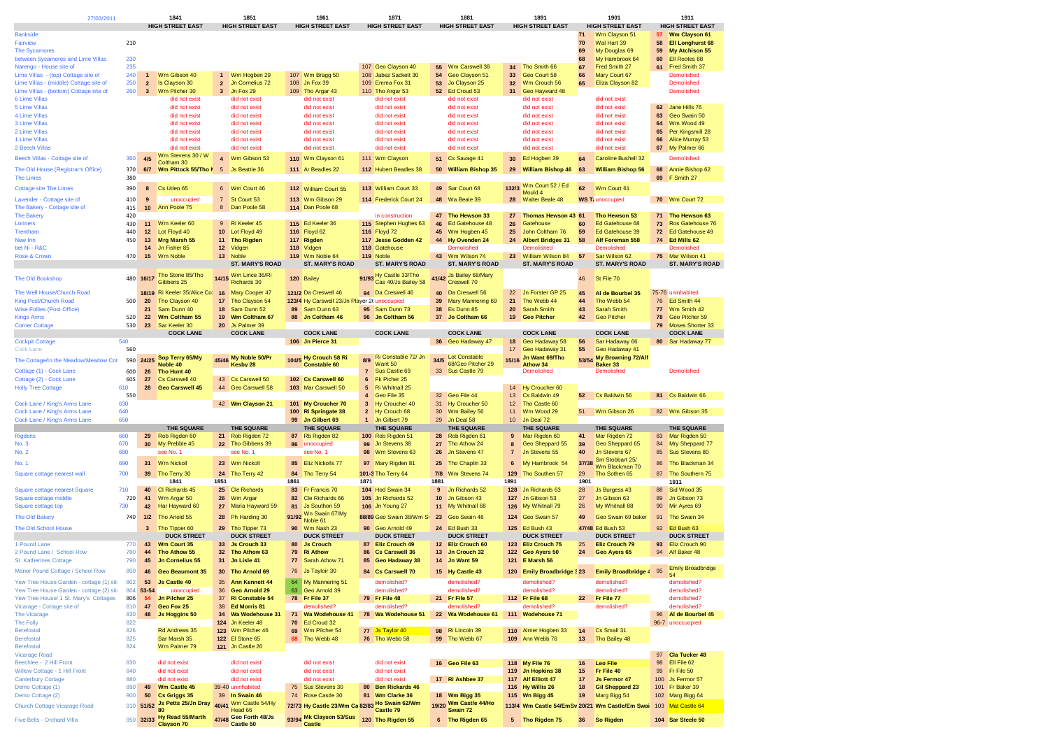27/03/2011

| | | 1841 | | 1851 | | 1861 | | 1871 | | 1881 | | 1891 | | 1901 | | 1911 | |
|---|---|---|---|---|---|---|---|---|---|---|---|---|---|---|---|---|---|
| | | | HIGH STREET EAST | | HIGH STREET EAST | | HIGH STREET EAST | | HIGH STREET EAST | | HIGH STREET EAST | | HIGH STREET EAST | | HIGH STREET EAST | | HIGH STREET EAST |
| Bankside | | | | | | | | | | | | | | 71 | Wm Clayson 51 | 57 | Wm Clayson 61 |
| Fairview | 210 | | | | | | | | | | | | | 70 | Wal Hart 39 | 58 | Ell Longhurst 68 |
| The Sycamores | | | | | | | | | | | | | | 69 | My Douglas 69 | 59 | My Atchison 55 |
| between Sycamores and Lime Villas | 230 | | | | | | | | | | | | | 68 | My Hambrook 64 | 60 | Ell Rootes 88 |
| Narengo - House site of | 235 | | | | | | | 107 | Geo Clayson 40 | 55 | Wm Carswell 38 | 34 | Tho Smith 66 | 67 | Fred Smith 27 | 61 | Fred Smith 37 |
| Lime Villas - (top) Cottage site of | 240 | 1 | Wm Gibson 40 | 1 | Wm Hogben 29 | 107 | Wm Bragg 50 | 108 | Jabez Sackett 30 | 54 | Geo Clayson 51 | 33 | Geo Court 58 | 66 | Mary Court 67 | | Demolished |
| Lime Villas - (middle) Cottage site of | 250 | 2 | Is Clayson 30 | 2 | Jn Cornelius 72 | 108 | Jn Fox 39 | 109 | Emma Fox 31 | 53 | Jo Clayson 25 | 32 | Wm Crouch 56 | 65 | Eliza Clayson 82 | | Demolished |
| Lime Villas - (bottom) Cottage site of | 260 | 3 | Wm Pilcher 30 | 3 | Jn Fox 29 | 109 | Tho Argar 43 | 110 | Tho Argar 53 | 52 | Ed Croud 53 | 31 | Geo Hayward 48 | | | | Demolished |
| 6 Lime Villas | | | did not exist | | did not exist | | did not exist | | did not exist | | did not exist | | did not exist | | did not exist | | |
| 5 Lime Villas | | | did not exist | | did not exist | | did not exist | | did not exist | | did not exist | | did not exist | | did not exist | 62 | Jane Hills 76 |
| 4 Lime Villas | | | did not exist | | did not exist | | did not exist | | did not exist | | did not exist | | did not exist | | did not exist | 63 | Geo Swain 50 |
| 3 Lime Villas | | | did not exist | | did not exist | | did not exist | | did not exist | | did not exist | | did not exist | | did not exist | 64 | Wm Wood 49 |
| 2 Lime Villas | | | did not exist | | did not exist | | did not exist | | did not exist | | did not exist | | did not exist | | did not exist | 65 | Per Kingsmill 28 |
| 1 Lime Villas | | | did not exist | | did not exist | | did not exist | | did not exist | | did not exist | | did not exist | | did not exist | 66 | Alice Murray 53 |
| 2 Beech Villas | | | did not exist | | did not exist | | did not exist | | did not exist | | did not exist | | did not exist | | did not exist | 67 | My Palmer 66 |
| Beech Villas - Cottage site of | 360 | 4/5 | Wm Stevens 30 / W Coltham 30 | 4 | Wm Gibson 53 | 110 | Wm Clayson 61 | 111 | Wm Clayson | 51 | Cs Savage 41 | 30 | Ed Hogben 39 | 64 | Caroline Bushell 32 | | Demolished |
| The Old House (Registrar's Office) | 370 | 6/7 | Wm Pittock 55/Tho N | 5 | Js Beattie 36 | 111 | Ar Beadles 22 | 112 | Hubert Beadles 38 | 50 | William Bishop 35 | 29 | William Bishop 46 | 63 | William Bishop 56 | 68 | Annie Bishop 62 |
| The Limes | 380 | | | | | | | | | | | | | | | 69 | F Smith 27 |
| Cottage site The Limes | 390 | 8 | Cs Uden 65 | 6 | Wm Court 46 | 112 | William Court 55 | 113 | William Court 33 | 49 | Sar Court 68 | 132/3 | Wm Court 52 / Ed Mould 4 | 62 | Wm Court 61 | | |
| Lavender - Cottage site of | 410 | 9 | unoccupied | 7 | St Court 53 | 113 | Wm Gibson 29 | 114 | Frederick Court 24 | 48 | Wa Beale 39 | 28 | Walter Beale 48 | WS T | unoccupied | 70 | Wm Court 72 |
| The Bakery - Cottage site of | 415 | 10 | Ann Poole 75 | 8 | Dan Poole 58 | 114 | Dan Poole 68 | | | | | | | | | | |
| The Bakery | 420 | | | | | | | | in construction | 47 | Tho Hewson 33 | 27 | Thomas Hewson 43 | 61 | Tho Hewson 53 | 71 | Tho Hewson 63 |
| Loriners | 430 | 11 | Wm Keeler 60 | 9 | Ri Keeler 45 | 115 | Ed Keeler 36 | 115 | Stephen Hughes 63 | 46 | Ed Gatehouse 48 | 26 | Gatehouse | 60 | Ed Gatehouse 68 | 73 | Ros Gatehouse 76 |
| Trentham | 440 | 12 | Lot Floyd 40 | 10 | Lot Floyd 49 | 116 | Floyd 62 | 116 | Floyd 72 | 45 | Wm Hogben 45 | 25 | John Coltham 76 | 59 | Ed Gatehouse 39 | 72 | Ed Gatehouse 49 |
| New Inn | 450 | 13 | Mrg Marsh 55 | 11 | Tho Rigden | 117 | Rigden | 117 | Jesse Godden 42 | 44 | Hy Ovenden 24 | 24 | Albert Bridges 31 | 58 | Alf Foreman 558 | 74 | Ed Mills 62 |
| bet Ni - R&C | | 14 | Jn Fisher 85 | 12 | Vidgen | 118 | Vidgen | 118 | Gatehouse | | Demolished | | Demolished | | Demolished | | Demolished |
| Rose & Crown | 470 | 15 | Wm Noble | 13 | Noble | 119 | Wm Noble 64 | 119 | Noble | 43 | Wm Wilson 74 | 23 | William Wilson 84 | 57 | Sar Wilson 62 | 75 | Mar Wilson 41 |
| | | | | | ST. MARY'S ROAD | | ST. MARY'S ROAD | | ST. MARY'S ROAD | | ST. MARY'S ROAD | | ST. MARY'S ROAD | | ST. MARY'S ROAD | | ST. MARY'S ROAD |
| The Old Bookshop | 480 | 16/17 | Tho Stone 85/Tho Gibbens 25 | 14/15 | Wm Lince 36/Ri Richards 30 | 120 | Bailey | 91/93 | Hy Castle 33/Tho Cas 40/Js Bailey 58 | 41/42 | Js Bailey 68/Mary Creswell 70 | | | 46 | St File 70 | | |
| The Well House/Church Road | | 18/19 | Ri Keeler 35/Alice Co | 16 | Mary Cooper 47 | 121/2 | Da Creswell 46 | 94 | Da Creswell 46 | 40 | Da Creswell 56 | 22 | Jn Forster GP 25 | 45 | Al de Bourbel 35 | 75-76 | uninhabited |
| King Post/Church Road | 500 | 20 | Tho Clayson 40 | 17 | Tho Clayson 54 | 123/4 | Hy Carswell 23/Jn Player 2 | | unoccupied | 39 | Mary Mannering 69 | 21 | Tho Webb 44 | 44 | Tho Webb 54 | 76 | Ed Smith 44 |
| Wise Follies (Post Office) | | 21 | Sam Dunn 40 | 18 | Sam Dunn 52 | 89 | Sam Dunn 63 | 95 | Sam Dunn 73 | 38 | Es Dunn 85 | 20 | Sarah Smith | 43 | Sarah Smith | 77 | Wm Smith 42 |
| Kings Arms | 520 | 22 | Wm Coltham 55 | 19 | Wm Coltham 67 | 88 | Jn Coltham 46 | 96 | Jn Coltham 56 | 37 | Jo Coltham 66 | 19 | Geo Pitcher | 42 | Geo Pitcher | 78 | Geo Pitcher 59 |
| Corner Cottage | 530 | 23 | Sar Keeler 30 | 20 | Js Palmer 39 | | | | | | | | | | | 79 | Moses Shorter 33 |
| | | | COCK LANE | | COCK LANE | | COCK LANE | | COCK LANE | | COCK LANE | | COCK LANE | | COCK LANE | | COCK LANE |
| Cockpit Cottage | 540 | | | | | 106 | Jn Pierce 31 | | | 36 | Geo Hadaway 47 | 18 | Geo Hadaway 58 | 56 | Sar Hadaway 66 | 80 | Sar Hadaway 77 |
| Cock Lane | 560 | | | | | | | | | | | 17 | Geo Hadaway 31 | 55 | Geo Hadaway 41 | | |
| The Cottage/In the Meadow/Meadow Cot | 590 | 24/25 | Sop Terry 65/My Noble 40 | 45/46 | My Noble 50/Pr Kesby 28 | 104/5 | Hy Crouch 58 Ri Constable 60 | 8/9 | Ri Constable 72/ Jn Want 50 | 34/5 | Lot Constable 68/Geo Pitcher 29 | 15/16 | Jn Want 69/Tho Athow 34 | 53/54 | My Browning 72/Alf Baker 33 | | |
| Cottage (1) - Cock Lane | 600 | 26 | Tho Hunt 40 | | | | | 7 | Sus Castle 69 | 33 | Sus Castle 79 | | Demolished | | Demolished | | Demolished |
| Cottage (2) - Cock Lane | 605 | 27 | Cs Carswell 40 | 43 | Cs Carswell 50 | 102 | Cs Carswell 60 | 6 | Fk Picher 25 | | | | | | | | |
| Holly Tree Cottage | 610 | 28 | Geo Carswell 45 | 44 | Geo Carswell 58 | 103 | Mar Carswell 50 | 5 | Ri Whitnall 25 | | | 14 | Hy Croucher 60 | | | | |
| | 550 | | | | | | | 4 | Geo File 35 | 32 | Geo File 44 | 13 | Cs Baldwin 49 | 52 | Cs Baldwin 56 | 81 | Cs Baldwin 66 |
| Cock Lane / King's Arms Lane | 630 | | | 42 | Wm Clayson 21 | 101 | My Croucher 70 | 3 | Hy Croucher 40 | 31 | Hy Croucher 50 | 12 | Tho Castle 60 | | | | |
| Cock Lane / King's Arms Lane | 640 | | | | | 100 | Ri Springate 38 | 2 | Hy Crouch 68 | 30 | Wm Bailey 56 | 11 | Wm Wood 29 | 51 | Wm Gibson 26 | 82 | Wm Gibson 35 |
| Cock Lane / King's Arms Lane | 650 | | | | | 99 | Jn Gilbert 69 | 1 | Jn Gilbert 79 | 29 | Jn Deal 58 | 10 | Jn Deal 72 | | | | |
| | | | THE SQUARE | | THE SQUARE | | THE SQUARE | | THE SQUARE | | THE SQUARE | | THE SQUARE | | THE SQUARE | | THE SQUARE |
| Rigdens | 660 | 29 | Rob Rigden 60 | 21 | Rob Rigden 72 | 87 | Rb Rigden 82 | 100 | Rob Rigden 51 | 28 | Rob Rigden 61 | 9 | Mar Rigden 60 | 41 | Mar Rigden 72 | 83 | Mar Rigden 50 |
| No. 3 | 670 | 30 | My Prebble 45 | 22 | Tho Gibbens 39 | 86 | unoccupied | 99 | Jn Stevens 38 | 27 | Tho Athow 24 | 8 | Geo Sheppard 55 | 39 | Geo Sheppard 65 | 84 | Mry Sheppard 77 |
| No. 2 | 680 | | see No. 1 | | | | see No. 1 | 98 | Wm Stevens 63 | 26 | Jn Stevens 47 | 7 | Jn Stevens 55 | 40 | Jn Stevens 67 | 85 | Sus Stevens 80 |
| No. 1 | 690 | 31 | Wm Nickoll | 23 | Wm Nickoll | 85 | Eliz Nickolls 77 | 97 | Mary Rigden 81 | 25 | Tho Chaplin 33 | 6 | My Hambrook 54 | 37/38 | Sm Stobbart 25/ Wm Blackman 70 | 86 | Tho Blackman 34 |
| Square cottage nearest wall | 700 | 39 | Tho Terry 30 | 24 | Tho Terry 42 | 84 | Tho Terry 54 | 101-3 | Tho Terry 64 | 7/8 | Wm Stevens 74 | 129 | Tho Southen 57 | 29 | Tho Sothen 65 | 87 | Tho Southern 75 |
| | | | 1841 | 1851 | | 1861 | | 1871 | | 1881 | | 1891 | | 1901 | | | 1911 |
| Square cottage nearest Square | 710 | 40 | Cl Richards 45 | 25 | Cle Richards | 83 | Fr Francis 70 | 104 | Hod Swain 34 | 9 | Jn Richards 52 | 128 | Jn Richards 63 | 28 | Js Burgess 43 | 88 | Sid Wood 35 |
| Square cottage middle | 720 | 41 | Wm Argar 50 | 26 | Wm Argar | 82 | Cle Richards 66 | 105 | Jn Richards 43 | 10 | Jn Gibson 43 | 127 | Jn Gibson 53 | 27 | Jn Gibson 63 | 89 | Jn Gibson 73 |
| Square cottage top | 730 | 42 | Har Hayward 60 | 27 | Maria Hayward 59 | 81 | Js Southon 59 | 106 | Jn Young 27 | 11 | My Whitnall 68 | 126 | My Whitnall 79 | 26 | My Whitnall 88 | 90 | Mir Ayres 69 |
| The Old Bakery | 740 | 1/2 | Tho Anold 55 | 28 | Ph Harding 30 | 91/92 | Wn Swain 67/My Noble 61 | 88/89 | Geo Swain 48/Wm S | 23 | Geo Swain 48 | 124 | Geo Swain 57 | 49 | Geo Swain 69 baker | 91 | Tho Swain 34 |
| The Old School House | | 3 | Tho Tipper 60 | 29 | Tho Tipper 73 | 90 | Wm Nash 23 | 90 | Geo Arnold 49 | 24 | Ed Bush 33 | 125 | Ed Bush 43 | 47/48 | Ed Bush 53 | 92 | Ed Bush 63 |
| | | | DUCK STREET | | DUCK STREET | | DUCK STREET | | DUCK STREET | | DUCK STREET | | DUCK STREET | | DUCK STREET | | DUCK STREET |
| 1 Pound Lane | 770 | 43 | Wm Court 35 | 33 | Js Crouch 33 | 80 | Js Crouch | 87 | Eliz Crouch 49 | 12 | Eliz Crouch 60 | 123 | Eliz Crouch 75 | 25 | Eliz Crouch 79 | 93 | Eliz Crouch 90 |
| 2 Pound Lane / School Row | 780 | 44 | Tho Athow 55 | 32 | Tho Athow 63 | 79 | Ri Athow | 86 | Cs Carswell 36 | 13 | Jn Crouch 32 | 122 | Geo Ayers 50 | 24 | Geo Ayers 65 | 94 | Alf Baker 48 |
| St. Katherines Cottage | 790 | 45 | Jn Cornelius 55 | 31 | Jn Lisle 41 | 77 | Sarah Athow 71 | 85 | Geo Hadaway 38 | 14 | Jn Want 59 | 121 | E Marsh 56 | | | | |
| Manor Pound Cottage / School Row | 800 | 46 | Geo Beaumont 35 | 30 | Tho Arnold 69 | 76 | Js Tayloir 30 | 84 | Cs Carswell 70 | 15 | Hy Castle 43 | 120 | Emily Broadbridge 3 | 23 | Emily Broadbridge 4 | 95 | Emily Broadbridge 54 |
| Yew Tree House Garden - cottage (1) site | 802 | 53 | Js Castle 40 | 35 | Ann Kennett 44 | 64 | My Mannering 51 | | demolished? | | demolished? | | demolished? | | demolished? | | demolished? |
| Yew Tree House Garden - cottage (2) site | 804 | 53-54 | unoccupied | 36 | Geo Arnold 29 | 63 | Geo Arnold 39 | | demolished? | | demolished? | | demolished? | | demolished? | | demolished? |
| Yew Tree House/ 1 St. Mary's Cottages | 806 | 54 | Jn Pilcher 25 | 37 | Ri Constable 54 | 78 | Fr File 37 | 79 | Fr File 48 | 21 | Fr File 57 | 112 | Fr File 68 | 22 | Fr File 77 | | demolished? |
| Vicarage - Cottage site of | 810 | 47 | Geo Fox 25 | 38 | Ed Morris 81 | | | | demolished? | | demolished? | | demolished? | | demolished? | | demolished? |
| The Vicarage | 830 | 48 | Js Hoggins 50 | 34 | Wa Wodehouse 31 | 71 | Wa Wodehouse 41 | 78 | Wa Wodehouse 51 | 22 | Wa Wodehouse 61 | 111 | Wodehouse 71 | | | 96 | Al de Bourbel 45 |
| The Folly | 822 | | | 124 | Jn Keeler 48 | 70 | Ed Croud 32 | | | | | | | | | 96-7 | unoccupied |
| Berefostal | 826 | | Rd Andrews 35 | 123 | Wm Pilcher 46 | 69 | Wm Pilcher 54 | 77 | Js Taylor 40 | 98 | Ri Lincoln 39 | 110 | Almer Hogben 33 | 14 | Cs Small 31 | | |
| Berefostal | 825 | | Sar Marsh 35 | 122 | El Stone 65 | 68 | Tho Webb 48 | 76 | Tho Webb 58 | 99 | Tho Webb 67 | 109 | Ann Webb 76 | 13 | Tho Bailey 48 | | |
| Berefostal | 824 | | Wm Palmer 79 | 121 | Jn Castle 26 | | | | | | | | | | | | |
| Vicarage Road | | | | | | | | | | | | | | | | 97 | Cla Tucker 48 |
| Beechlee - 2 Hill Front | 830 | | did not exist | | did not exist | | did not exist | | did not exist | 16 | Geo File 63 | 118 | My File 76 | 16 | Leo File | 98 | Ell File 62 |
| Willow Cottage - 1 Hill Front | 840 | | did not exist | | did not exist | | did not exist | | did not exist | | | 119 | Jn Hopkins 38 | 15 | Fr File 40 | 99 | Fr File 50 |
| Canterbury Cottage | 880 | | did not exist | | did not exist | | | | did not exist | 17 | Ri Ashbee 37 | 117 | Alf Elliott 47 | 17 | Js Fermor 47 | 100 | Js Fermor 57 |
| Demo Cottage (1) | 890 | 49 | Wm Castle 45 | 39-40 | uninhabited | 75 | Sus Stevens 30 | 80 | Ben Rickards 46 | | | 116 | Hy Willis 26 | 18 | Gil Sheppard 23 | 101 | Fr Baker 39 |
| Demo Cottage (2) | 900 | 50 | Cs Griggs 35 | 39 | In Swain 46 | 74 | Rose Castle 30 | 81 | Wm Clarke 36 | 18 | Wm Bigg 35 | 115 | Wn Bigg 45 | 19 | Marg Bigg 54 | 102 | Marg Bigg 64 |
| Church Cottage Vicarage Road | 910 | 51/52 | Js Pettis 25/Jn Dray 80 | 40/41 | Wm Castle 54/Hy Head 66 | 72/73 | Hy Castle 23/Wm Ca | 82/83 | Ho Swain 62/Wm Castle 79 | 19/20 | Wm Castle 44/Ho Swain 72 | 113/4 | Wm Castle 54/EmSw | 20/21 | Wm Castle/Em Swai | 103 | Mat Castle 64 |
| Five Bells - Orchard Villa | 950 | 32/33 | Hy Read 55/Marth Clayson 70 | 47/48 | Geo Forth 48/Js Castle 50 | 93/94 | Mk Clayson 53/Sus Castle | 120 | Tho Rigden 55 | 6 | Tho Rigden 65 | 5 | Tho Rigden 75 | 36 | So Rigden | 104 | Sar Steele 50 |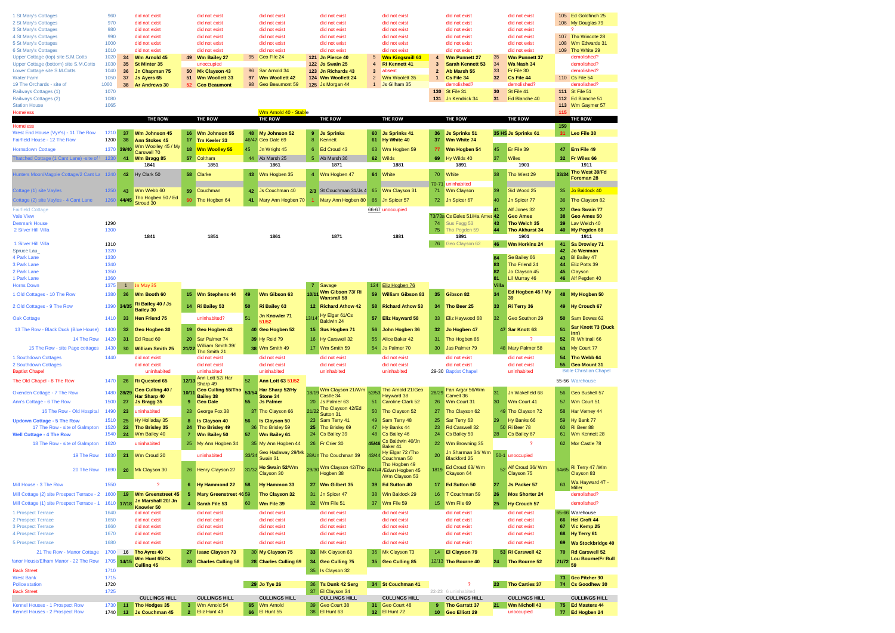| Property | Ref | | 1841 | | 1851 | | 1861 | | 1871 | | 1881 | | 1891 | | 1901 | | 1911 |
|---|---|---|---|---|---|---|---|---|---|---|---|---|---|---|---|---|---|
| 1 St Mary's Cottages | 960 | | did not exist | | did not exist | | did not exist | | did not exist | | did not exist | | did not exist | | did not exist | 105 | Ed Goldfinch 25 |
| 2 St Mary's Cottages | 970 | | did not exist | | did not exist | | did not exist | | did not exist | | did not exist | | did not exist | | did not exist | 106 | My Douglas 79 |
| 3 St Mary's Cottages | 980 | | did not exist | | did not exist | | did not exist | | did not exist | | did not exist | | did not exist | | did not exist | | ? |
| 4 St Mary's Cottages | 990 | | did not exist | | did not exist | | did not exist | | did not exist | | did not exist | | did not exist | | did not exist | 107 | Tho Wincote 28 |
| 5 St Mary's Cottages | 1000 | | did not exist | | did not exist | | did not exist | | did not exist | | did not exist | | did not exist | | did not exist | 108 | Wm Edwards 31 |
| 6 St Mary's Cottages | 1010 | | did not exist | | did not exist | | did not exist | | did not exist | | did not exist | | did not exist | | did not exist | 109 | Tho White 29 |
| Upper Cottage (top) site S.M.Cotts | 1020 | 34 | Wm Arnold 45 | 49 | Wm Bailey 27 | 95 | Geo File 24 | 121 | Jn Pierce 40 | 5 | Wm Kingsmill 63 | 4 | Wm Punnett 27 | 35 | Wm Punnett 37 | | demolished? |
| Upper Cottage (bottom) site S.M.Cotts | 1030 | 35 | St Minter 35 | | unoccupied | | | 122 | Js Swain 25 | 4 | Ri Kennett 41 | 3 | Sarah Kennett 53 | 34 | Wa Nash 34 | | demolished? |
| Lower cottage site S.M.Cotts | 1040 | 36 | Jn Chapman 75 | 50 | Mk Clayson 43 | 96 | Sar Arnold 34 | 123 | Jn Richards 43 | 3 | absent | 2 | Ab Marsh 55 | 33 | Fr File 30 | | demolished? |
| Water Farm | 1050 | 37 | Js Ayers 65 | 51 | Wm Woollett 33 | 97 | Wm Woollett 42 | 124 | Wm Woollett 24 | 2 | Wm Woollett 35 | 1 | Cs File 34 | 32 | Cs File 44 | 110 | Cs File 54 |
| 19 The Orchards - site of | 1060 | 38 | Ar Andrews 30 | 52 | Geo Beaumont | 98 | Geo Beaumont 59 | 125 | Js Morgan 44 | 1 | Js Gilham 35 | | demolished? | | demolished? | | demolished? |
| Railways Cottages (1) | 1070 | | | | | | | | | | | 130 | St File 31 | 30 | St File 41 | 111 | St File 51 |
| Railways Cottages (2) | 1080 | | | | | | | | | | | 131 | Jn Kendrick 34 | 31 | Ed Blanche 40 | 112 | Ed Blanche 51 |
| Station House | 1065 | | | | | | | | | | | | | | | 113 | Wm Gaymer 57 |
| Homeless | | | | | | | Wm Arnold 40 - Stable | | | | | | | | | 115 | |
| | | | THE ROW | | THE ROW | | THE ROW | | THE ROW | | THE ROW | | THE ROW | | THE ROW | | THE ROW |
| Homeless | | | | | | | | | | | | | | | | 159 | |
| West End House (Vye's) - 11 The Row | 1210 | 37 | Wm Johnson 45 | 16 | Wm Johnson 55 | 48 | My Johnson 52 | 9 | Js Sprinks | 60 | Js Sprinks 41 | 36 | Js Sprinks 51 | 35 HS | Js Sprinks 61 | 31 | Leo File 38 |
| Fairfield House - 12 The Row | 1200 | 38 | Ann Stokes 45 | 17 | Tm Keeler 33 | 46/47 | Geo Dale 69 | 8 | Kennett | 61 | Hy White 40 | 37 | Wm White 74 | | | | |
| Hornsdown Cottage | 1370 | 39/40 | Wm Woolley 45 / My Carswell 70 | 18 | Wm Woolley 55 | 45 | Jn Wright 45 | 6 | Ed Croud 43 | 63 | Wm Hogben 59 | 77 | Wm Hogben 54 | 45 | Er File 39 | 47 | Ern File 49 |
| Thatched Cottage (1 Cant Lane) -site of | 1230 | 41 | Wm Bragg 85 | 57 | Coltham | 44 | Ab Marsh 25 | 5 | Ab Marsh 36 | 62 | Wilds | 69 | Hy Wilds 40 | 37 | Wiles | 32 | Fr Wiles 66 |
| | | | 1841 | | 1851 | | 1861 | | 1871 | | 1881 | | 1891 | | 1901 | | 1911 |
| Hunters Moon/Magpie Cottage/2 Cant La | 1240 | 42 | Hy Clark 50 | 58 | Clarke | 43 | Wm Hogben 35 | 4 | Wm Hogben 47 | 64 | White | 70 | White | 38 | Tho West 29 | 33/34 | Tho West 39/Fd Foreman 28 |
| | | | | | | | | | | | | 70-71 | uninhabited | | | | |
| Cottage (1) site Vayles | 1250 | 43 | Wm Webb 60 | 59 | Couchman | 42 | Js Couchman 40 | 2/3 | St Couchman 31/Js 4 | 65 | Wm Clayson 31 | 71 | Wm Clayson | 39 | Sid Wood 25 | 35 | Jo Baldock 40 |
| Cottage (2) site Vayles - 4 Cant Lane | 1260 | 44/45 | Tho Hogben 50 / Ed Stroud 30 | 60 | Tho Hogben 64 | 41 | Mary Ann Hogben 70 | 1 | Mary Ann Hogben 80 | 66 | Jn Spicer 57 | 72 | Jn Spicer 67 | 40 | Jn Spicer 77 | 36 | Tho Clayson 82 |
| Fairfield Cottage | | | | | | | | | | 66-67 | unoccupied | | | 41 | Alf Jones 32 | 37 | Geo Swain 77 |
| Vale View | | | | | | | | | | | | 73/73a | Cs Eeles 51/Ha Ames | 42 | Geo Ames | 38 | Geo Ames 50 |
| Denmark House | 1290 | | | | | | | | | | | 74 | Sus Fagg 53 | 43 | Tho Welch 35 | 39 | Lav Welch 40 |
| 2 Silver Hill Villa | 1300 | | | | | | | | | | | 75 | Tho Pegden 59 | 44 | Tho Akhurst 34 | 40 | My Pegden 68 |
| | | | 1841 | | 1851 | | 1861 | | 1871 | | 1881 | | 1891 | | 1901 | | 1911 |
| 1 Silver Hill Villa | 1310 | | | | | | | | | | | 76 | Geo Clayson 62 | 46 | Wm Horkins 24 | 41 | Sa Drowley 71 |
| Spruce Lau_ | 1320 | | | | | | | | | | | | | | | 42 | Jo Wenman |
| 4 Park Lane | 1330 | | | | | | | | | | | | | 84 | Se Bailey 66 | 43 | Bl Bailey 47 |
| 3 Park Lane | 1340 | | | | | | | | | | | | | 83 | Tho Friend 24 | 44 | Eliz Potts 39 |
| 2 Park Lane | 1350 | | | | | | | | | | | | | 82 | Jo Clayson 45 | 45 | Clayson |
| 1 Park Lane | 1360 | | | | | | | | | | | | | 81 | Lil Murray 46 | 46 | Alf Pegden 40 |
| Horns Down | 1375 | 1 | Jn May 35 | | | | | 7 | Savage | 124 | Eliz Hogben 76 | | | Villa | | | |
| 1 Old Cottages - 10 The Row | 1380 | 36 | Wm Booth 60 | 15 | Wm Stephens 44 | 49 | Wm Gibson 63 | 10/11 | Wm Gibson 73/ Ri Wansrall 58 | 59 | William Gibson 83 | 35 | Gibson 82 | 34 | Ed Hogben 45 / My 39 | 48 | My Hogben 50 |
| 2 Old Cottages - 9 The Row | 1390 | 34/35 | Ri Bailey 40 / Js Bailey 30 | 14 | Ri Bailey 53 | 50 | Ri Bailey 63 | 12 | Richard Athow 42 | 58 | Richard Athow 53 | 34 | Tho Beer 25 | 33 | Ri Terry 36 | 49 | Hy Crouch 67 |
| Oak Cottage | 1410 | 33 | Hen Friend 75 | | uninhabited? | 51 | Jn Knowler 71 51/52 | 13/14 | Hy Elgar 61/Cs Baldwin 24 | 57 | Eliz Hayward 58 | 33 | Eliz Haywood 68 | 32 | Geo Southon 29 | 50 | Sam Bowes 62 |
| 13 The Row - Black Duck (Blue House) | 1400 | 32 | Geo Hogben 30 | 19 | Geo Hogben 43 | 40 | Geo Hogben 52 | 15 | Sus Hogben 71 | 56 | John Hogben 36 | 32 | Jo Hogben 47 | 47 | Sar Knott 63 | 51 | Sar Knott 73 (Duck Inn) |
| 14 The Row | 1420 | 31 | Ed Read 60 | 20 | Sar Palmer 74 | 39 | Hy Reid 79 | 16 | Hy Carswell 32 | 55 | Alice Baker 42 | 31 | Tho Hogben 66 | | ? | 52 | Ri Whitnall 66 |
| 15 The Row - site Page cottages | 1430 | 30 | William Smith 25 | 21/22 | William Smith 39/ Tho Smith 21 | 38 | Wm Smith 49 | 17 | Wm Smith 59 | 54 | Js Palmer 70 | 30 | Jas Palmer 79 | 48 | Mary Palmer 58 | 53 | My Court 77 |
| 1 Southdown Cottages | 1440 | | did not exist | | did not exist | | did not exist | | did not exist | | did not exist | | did not exist | | did not exist | 54 | Tho Webb 64 |
| 2 Southdown Cottages | | | did not exist | | did not exist | | did not exist | | did not exist | | did not exist | | did not exist | | did not exist | 55 | Geo Mount 31 |
| Baptist Chapel | | | uninhabited | | uninhabited | | uninhabited | | uninhabited | | uninhabited | 29-30 | Baptist Chapel | | uninhabited | | Bible Christian Chapel |
| The Old Chapel - 8 The Row | 1470 | 26 | Ri Quested 65 | 12/13 | Ann Lott 52/ Har Sharp 49 | 52 | Ann Lott 63 51/52 | | | | | | | | | 55-56 | Warehouse |
| Oxenden Cottage - 7 The Row | 1480 | 28/29 | Geo Culling 40 / Har Sharp 40 | 10/11 | Geo Culling 55/Tho Bailey 38 | 53/54 | Har Sharp 52/Hy Stone 34 | 18/19 | Wm Clayson 21/Wm Castle 34 | 52/53 | Tho Arnold 21/Geo Hayward 38 | 28/29 | Fan Argar 56/Wm Carvell 36 | 31 | Jn Wakefield 68 | 56 | Geo Bushell 57 |
| Ann's Cottage - 6 The Row | 1500 | 27 | Js Bragg 35 | 9 | Geo Dale | 55 | Js Palmer | 20 | Js Palmer 63 | 51 | Caroline Clark 52 | 26 | Wm Court 31 | 30 | Wm Court 41 | 57 | Wm Court 51 |
| 16 The Row - Old Hospital | 1490 | 23 | uninhabited | 23 | George Fox 38 | 37 | Tho Clayson 66 | 21/22 | Tho Clayson 42/Ed Sutton 31 | 50 | Tho Clayson 52 | 27 | Tho Clayson 62 | 49 | Tho Clayson 72 | 58 | Har Verney 44 |
| Updown Cottage - 5 The Row | 1510 | 25 | Hy Holladay 35 | 8 | Is Clayson 40 | 56 | Is Clayson 50 | 23 | Sam Terry 41 | 49 | Sam Terry 48 | 25 | Sar Terry 63 | 29 | Hy Banks 66 | 59 | Hy Bank 77 |
| 17 The Row - site of Galmpton | 1520 | 22 | Tho Brisley 35 | 24 | Tho Brisley 49 | 36 | Tho Brisley 59 | 25 | Tho Brisley 69 | 47 | Hy Banks 44 | 23 | Rd Carswell 32 | 50 | Ri Beer 78 | 60 | Ri Beer 88 |
| Well Cottage - 4 The Row | 1540 | 24 | Wm Bailey 40 | 7 | Wm Bailey 50 | 57 | Wm Bailey 61 | 24 | Cs Bailey 39 | 48 | Cs Bailey 46 | 24 | Cs Bailey 59 | 28 | Cs Bailey 67 | 61 | Wm Kennett 28 |
| 18 The Row - site of Galmpton | 1620 | | uninhabited | 25 | My Ann Hogben 34 | 35 | My Ann Hogben 44 | 26 | Fr Crier 30 | 45/46 | Cs Baldwin 40/Jn Baker 41 | 22 | Wm Browning 35 | | ? | 62 | Mor Castle 78 |
| 19 The Row | 1630 | 21 | Wm Croud 20 | | uninhabited | 33/34 | Geo Hadaway 29/Mk Swain 31 | 28/Un | Tho Couchman 39 | 43/44 | Hy Elgar 72 /Tho Couchman 50 | 20 | Jn Sharman 34/ Wm Blackford 25 | 50-1 | unoccupied | | |
| 20 The Row | 1690 | 20 | Mk Clayson 30 | 26 | Henry Clayson 27 | 31/32 | Ho Swain 52/Wm Clayson 30 | 29/30 | Wm Clayson 42/Tho Hogben 38 | 0/41/4 | Tho Hogben 49 /Edwn Hogben 45 /Wm Clayson 53 | 1819 | Ed Croud 63/ Wm Ckayson 64 | 52 | Alf Croud 36/ Wm Clayson 75 | 64/65 | Ri Terry 47 /Wm Clayson 83 |
| Mill House - 3 The Row | 1580 | | ? | 6 | Hy Hammond 22 | 58 | Hy Hammond 33 | 27 | Wm Gilbert 35 | 39 | Ed Sutton 40 | 17 | Ed Sutton 50 | 27 | Js Packer 57 | 63 | Wa Hayward 47 - Miller |
| Mill Cottage (2) site Prospect Terrace - 2 | 1600 | 19 | Wm Greenstreet 45 | 5 | Mary Greenstreet 46 | 59 | Tho Clayson 32 | 31 | Jn Spicer 47 | 38 | Win Baldock 29 | 16 | T Couchman 59 | 26 | Mos Shorter 24 | | demolished? |
| Mill Cottage (1) site Prospect Terrace - 1 | 1610 | 17/18 | Jn Marshall 20/ Jn Knowler 50 | 4 | Sarah File 53 | 60 | Wm File 39 | 32 | Wm File 51 | 37 | Wm File 59 | 15 | Wm File 69 | 25 | Hy Crouch 57 | | demolished? |
| 1 Prospect Terrace | 1640 | | did not exist | | did not exist | | did not exist | | did not exist | | did not exist | | did not exist | | did not exist | 65-66 | Warehouse |
| 2 Prospect Terrace | 1650 | | did not exist | | did not exist | | did not exist | | did not exist | | did not exist | | did not exist | | did not exist | 66 | Hel Croft 44 |
| 3 Prospect Terrace | 1660 | | did not exist | | did not exist | | did not exist | | did not exist | | did not exist | | did not exist | | did not exist | 67 | Vic Kemp 25 |
| 4 Prospect Terrace | 1670 | | did not exist | | did not exist | | did not exist | | did not exist | | did not exist | | did not exist | | did not exist | 68 | Hy Terry 61 |
| 5 Prospect Terrace | 1680 | | did not exist | | did not exist | | did not exist | | did not exist | | did not exist | | did not exist | | did not exist | 69 | Wa Stockbridge 40 |
| 21 The Row - Manor Cottage | 1700 | 16 | Tho Ayres 40 | 27 | Isaac Clayson 73 | 30 | My Clayson 75 | 33 | Mk Clayson 63 | 36 | Mk Clayson 73 | 14 | El Clayson 79 | 53 | Ri Carswell 42 | 70 | Rd Carswell 52 |
| Manor House/Elham Manor - 22 The Row | 1705 | 14/15 | Wm Hunt 65/Cs Culling 45 | 28 | Charles Culling 58 | 28 | Charles Culling 69 | 34 | Geo Culling 75 | 35 | Geo Culling 85 | 12/13 | Tho Bourne 40 | 24 | Tho Bourne 52 | 71/72 | Lou Bourne/Fr Bull 59 |
| Back Street | 1710 | | | | | | | 35 | Is Clayson 32 | | | | | | | | |
| West Bank | 1715 | | | | | | | | | | | | | | | 73 | Geo Pitcher 30 |
| Police station | 1720 | | | | | 29 | Jo Tye 26 | 36 | Ts Dunk 42 Serg | 34 | St Couchman 41 | | ? | 23 | Tho Carties 37 | 74 | Cs Goodhew 30 |
| Back Street | 1725 | | | | | | | 37 | El Clayson 34 | | | 22-23 | 6 uninhabited | | | | |
| | | | CULLINGS HILL | | CULLINGS HILL | | CULLINGS HILL | | CULLINGS HILL | | CULLINGS HILL | | CULLINGS HILL | | CULLINGS HILL | | CULLINGS HILL |
| Kennel Houses - 1 Prospect Row | 1730 | 11 | Tho Hodges 35 | 3 | Wm Arnold 54 | 65 | Wm Arnold | 39 | Geo Court 38 | 31 | Geo Court 48 | 9 | Tho Garratt 37 | 21 | Wm Nicholl 43 | 75 | Ed Masters 44 |
| Kennel Houses - 2 Prospect Row | 1740 | 12 | Js Couchman 45 | 2 | Eliz Hunt 43 | 66 | El Hunt 55 | 38 | El Hunt 63 | 32 | El Hunt 72 | 10 | Geo Elliott 29 | | unoccupied | 77 | Ed Hogben 24 |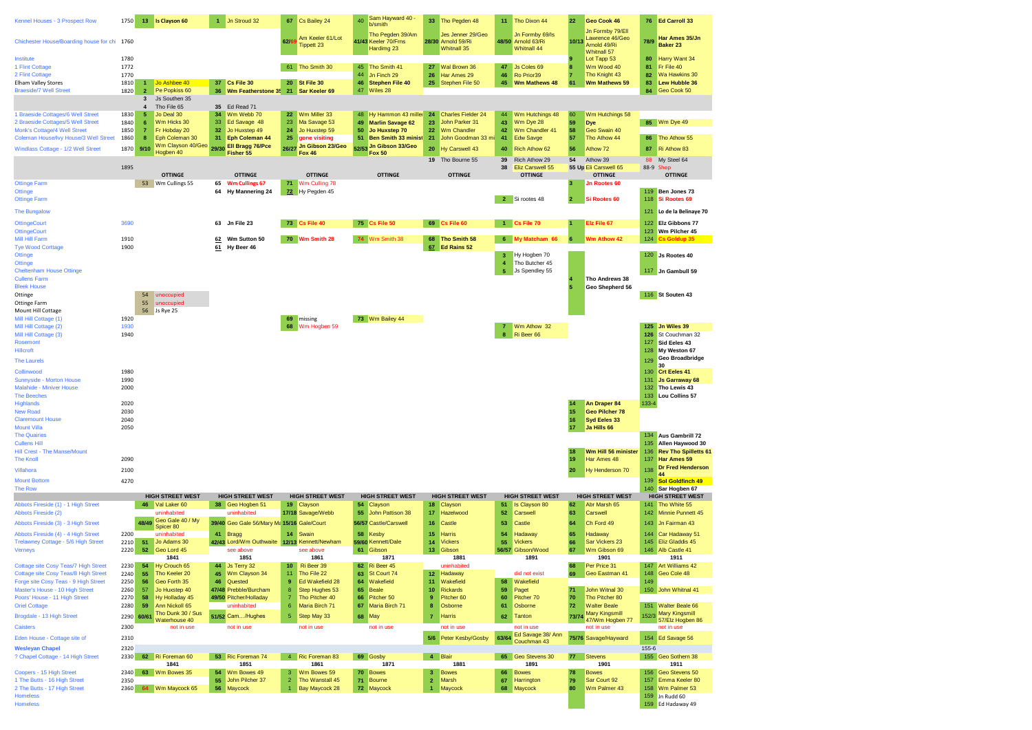| | | | | | | | | | | | | | | | | | |
|---|---|---|---|---|---|---|---|---|---|---|---|---|---|---|---|---|---|
| Kennel Houses - 3 Prospect Row | 1750 | 13 | Is Clayson 60 | 1 | Jn Stroud 32 | 67 | Cs Bailey 24 | 40 | Sam Hayward 40 - b/smith | 33 | Tho Pegden 48 | 11 | Tho Dixon 44 | 22 | Geo Cook 46 | 76 | Ed Carroll 33 |
| Chichester House/Boarding house for chi | 1760 | | | | | 62/69 | Am Keeler 61/Lot Tippett 23 | 41/43 | Tho Pegden 39/Am Keeler 70/Frns Harding 23 | 28/30 | Jes Jenner 29/Geo Arnold 59/Ri Whitnall 35 | 48/50 | Jn Formby 69/Is Arnold 63/Ri Whitnall 44 | 10/13 | Jn Formby 79/Ell Lawrence 46/Geo Arnold 49/Ri Whitnall 57 | 78/9 | Har Ames 35/Jn Baker 23 |
| Institute | 1780 | | | | | | | | | | | | | 9 | Lot Tapp 53 | 80 | Harry Want 34 |
| 1 Flint Cottage | 1772 | | | | | 61 | Tho Smith 30 | 45 | Tho Smith 41 | 27 | Wal Brown 36 | 47 | Js Coles 69 | 8 | Wm Wood 40 | 81 | Fr File 40 |
| 2 Flint Cottage | 1770 | | | | | | | 44 | Jn Finch 29 | 26 | Har Ames 29 | 46 | Ro Prior39 | 7 | Tho Knight 43 | 82 | Wa Hawkins 30 |
| Elham Valley Stores | 1810 | 1 | Jo Ashbee 40 | 37 | Cs File 30 | 20 | St File 30 | 46 | Stephen File 40 | 25 | Stephen File 50 | 45 | Wm Mathews 48 | 61 | Wm Mathews 59 | 83 | Lew Hubble 36 |
| Braeside/7 Well Street | 1820 | 2 | Pe Popkiss 60 | 36 | Wm Featherstone 35 | 21 | Sar Keeler 69 | 47 | Wiles 28 | | | | | | | 84 | Geo Cook 50 |
| | | 3 | Js Southern 35 | | | | | | | | | | | | | | |
| | | 4 | Tho File 65 | 35 | Ed Read 71 | | | | | | | | | | | | |
| 1 Braeside Cottages/6 Well Street | 1830 | 5 | Jo Deal 30 | 34 | Wm Webb 70 | 22 | Wm Miller 33 | 48 | Hy Hammon 43 miller | 24 | Charles Fielder 24 | 44 | Wm Hutchings 48 | 60 | Wm Hutchings 58 | | |
| 2 Braeside Cottages/5 Well Street | 1840 | 6 | Wm Hicks 30 | 33 | Ed Savage 48 | 23 | Ma Savage 53 | 49 | Marlin Savage 62 | 23 | John Parker 31 | 43 | Wm Dye 28 | 59 | Dye | 85 | Wm Dye 49 |
| Monk's Cottage/4 Well Street | 1850 | 7 | Fr Hobday 20 | 32 | Jo Huxstep 49 | 24 | Jo Huxstep 59 | 50 | Jo Huxstep 70 | 22 | Wm Chandler | 42 | Wm Chandler 41 | 58 | Geo Swain 40 | | |
| Coleman House/Ivy House/3 Well Street | 1860 | 8 | Eph Coleman 30 | 31 | Eph Coleman 44 | 25 | gone visiting | 51 | Ben Smith 33 minist | 21 | John Goodman 33 mi | 41 | Edw Savge | 57 | Tho Athow 44 | 86 | Tho Athow 55 |
| Windlass Cottage - 1/2 Well Street | 1870 | 9/10 | Wm Clayson 40/Geo Hogben 40 | 29/30 | Ell Bragg 76/Pce Fisher 55 | 26/27 | Jn Gibson 23/Geo Fox 46 | 52/53 | Jn Gibson 33/Geo Fox 50 | 20 | Hy Carswell 43 | 40 | Rich Athow 62 | 56 | Athow 72 | 87 | Ri Athow 83 |
| | | | | | | | | | | 19 | Tho Bourne 55 | 39 | Rich Athow 29 | 54 | Athow 39 | 88 | My Steel 64 |
| | 1895 | | | | | | | | | | | 38 | Eliz Carswell 55 | 55 Up | Eli Carswell 65 | 88-9 | Shop |
| | | | OTTINGE | | OTTINGE | | OTTINGE | | OTTINGE | | OTTINGE | | OTTINGE | | OTTINGE | | OTTINGE |
| Ottinge Farm | | 53 | Wm Cullings 55 | 65 | Wm Cullings 67 | 71 | Wm Culling 78 | | | | | | | 3 | Jn Rootes 60 | | |
| Ottinge | | | | 64 | Hy Mannering 24 | 72 | Hy Pegden 45 | | | | | | | | | 119 | Ben Jones 73 |
| Ottinge Farm | | | | | | | | | | | | 2 | Si rootes 48 | 2 | Si Rootes 60 | 118 | Si Rootes 69 |
| The Bungalow | | | | | | | | | | | | | | | | 121 | Lo de la Belinaye 70 |
| OttingeCourt | 3690 | | | 63 | Jn File 23 | 73 | Cs File 40 | 75 | Cs File 50 | 69 | Cs File 60 | 1 | Cs File 70 | 1 | Elz File 67 | 122 | Elz Gibbons 77 |
| OttingeCourt | | | | | | | | | | | | | | | | 123 | Wm Pilcher 45 |
| Mill Hill Farm | 1910 | | | 62 | Wm Sutton 50 | 70 | Wm Smith 28 | 74 | Wm Smith 38 | 68 | Tho Smith 58 | 6 | My Matcham 66 | 6 | Wm Athow 42 | 124 | Cs Goldup 35 |
| Tye Wood Corttage | 1900 | | | 61 | Hy Beer 46 | | | | | 67 | Ed Rains 52 | | | | | | |
| Ottinge | | | | | | | | | | | | 3 | Hy Hogben 70 | | | 120 | Js Rootes 40 |
| Ottinge | | | | | | | | | | | | 4 | Tho Butcher 45 | | | | |
| Cheltenham House Ottinge | | | | | | | | | | | | 5 | Js Spendley 55 | | | 117 | Jn Gambull 59 |
| Cullens Farm | | | | | | | | | | | | | | 4 | Tho Andrews 38 | | |
| Bleek House | | | | | | | | | | | | | | 5 | Geo Shepherd 56 | | |
| Ottinge | | 54 | unoccupied | | | | | | | | | | | | | 116 | St Souten 43 |
| Ottinge Farm | | 55 | unoccupied | | | | | | | | | | | | | | |
| Mount Hill Cottage | | 56 | Js Rye 25 | | | | | | | | | | | | | | |
| Mill Hill Cottage (1) | 1920 | | | | | 69 | missing | 73 | Wm Bailey 44 | | | | | | | | |
| Mill Hill Cottage (2) | 1930 | | | | | 68 | Wm Hogben 59 | | | | | 7 | Wm Athow 32 | | | 125 | Jn Wiles 39 |
| Mill Hill Cottage (3) | 1940 | | | | | | | | | | | 8 | Ri Beer 66 | | | 126 | St Couchman 32 |
| Rosemont | | | | | | | | | | | | | | | | 127 | Sid Eeles 43 |
| Hillcroft | | | | | | | | | | | | | | | | 128 | My Weston 67 |
| The Laurels | | | | | | | | | | | | | | | | 129 | Geo Broadbridge 30 |
| Collinwood | 1980 | | | | | | | | | | | | | | | 130 | Crt Eeles 41 |
| Sunnyside - Morton House | 1990 | | | | | | | | | | | | | | | 131 | Js Garraway 68 |
| Malahide - Miniver House | 2000 | | | | | | | | | | | | | | | 132 | Tho Lewis 43 |
| The Beeches | | | | | | | | | | | | | | | | 133 | Lou Collins 57 |
| Highlands | 2020 | | | | | | | | | | | | | 14 | An Draper 84 | 133-4 | |
| New Road | 2030 | | | | | | | | | | | | | 15 | Geo Pilcher 78 | | |
| Claremount House | 2040 | | | | | | | | | | | | | 16 | Syd Eeles 33 | | |
| Mount Villa | 2050 | | | | | | | | | | | | | 17 | Ja Hills 66 | | |
| The Quairies | | | | | | | | | | | | | | | | 134 | Aus Gambrill 72 |
| Cullens Hill | | | | | | | | | | | | | | | | 135 | Allen Haywood 30 |
| Hill Crest - The Manse/Mount | | | | | | | | | | | | | | 18 | Wm Hill 56 minister | 136 | Rev Tho Spilletts 61 |
| The Knoll | 2090 | | | | | | | | | | | | | 19 | Har Ames 48 | 137 | Har Ames 59 |
| Villahora | 2100 | | | | | | | | | | | | | 20 | Hy Henderson 70 | 138 | Dr Fred Henderson 44 |
| Mount Bottom | 4270 | | | | | | | | | | | | | | | 139 | Sol Goldfinch 49 |
| The Row | | | | | | | | | | | | | | | | 140 | Sar Hogben 67 |
| | | | HIGH STREET WEST | | HIGH STREET WEST | | HIGH STREET WEST | | HIGH STREET WEST | | HIGH STREET WEST | | HIGH STREET WEST | | HIGH STREET WEST | | HIGH STREET WEST |
| Abbots Fireside (1) - 1 High Street | | 46 | Val Laker 60 | 38 | Geo Hogben 51 | 19 | Clayson | 54 | Clayson | 18 | Clayson | 51 | Is Clayson 80 | 62 | Abr Marsh 65 | 141 | Tho White 55 |
| Abbots Fireside (2) | | | uninhabited | | uninhabited | 17/18 | Savage/Webb | 55 | John Pattison 38 | 17 | Hazelwood | 52 | Carswell | 63 | Carswell | 142 | Minnie Punnett 45 |
| Abbots Fireside (3) - 3 High Street | | 48/49 | Geo Gale 40 / My Spicer 80 | 39/40 | Geo Gale 56/Mary Ma | 15/16 | Gale/Court | 56/57 | Castle/Carswell | 16 | Castle | 53 | Castle | 64 | Ch Ford 49 | 143 | Jn Fairman 43 |
| Abbots Fireside (4) - 4 High Street | 2200 | | uninhabited | 41 | Bragg | 14 | Swain | 58 | Kesby | 15 | Harris | 54 | Hadaway | 65 | Hadaway | 144 | Car Hadaway 51 |
| Trelawney Cottage - 5/6 High Street | 2210 | 51 | Jo Adams 30 | 42/43 | Lord/Wm Outhwaite | 12/13 | Kennett/Newham | 59/60 | Kennett/Dale | 14 | Vickers | 55 | Vickers | 66 | Sar Vickers 23 | 145 | Eliz Gladdis 45 |
| Verneys | 2220 | 52 | Geo Lord 45 | | see above | | see above | 61 | Gibson | 13 | Gibson | 56/57 | Gibson/Wood | 67 | Wm Gibson 69 | 146 | Alb Castle 41 |
| | | | 1841 | | 1851 | | 1861 | | 1871 | | 1881 | | 1891 | | 1901 | | 1911 |
| Cottage site Cosy Teas/7 High Street | 2230 | 54 | Hy Crouch 65 | 44 | Js Terry 32 | 10 | Ri Beer 39 | 62 | Ri Beer 45 | | uninhabited | | | 68 | Per Price 31 | 147 | Art Williams 42 |
| Cottage site Cosy Teas/8 High Street | 2240 | 55 | Tho Keeler 20 | 45 | Wm Clayson 34 | 11 | Tho File 22 | 63 | St Court 74 | 12 | Hadaway | | did not exist | 69 | Geo Eastman 41 | 148 | Geo Cole 48 |
| Forge site Cosy Teas - 9 High Street | 2250 | 56 | Geo Forth 35 | 46 | Quested | 9 | Ed Wakefield 28 | 64 | Wakefield | 11 | Wakefield | 58 | Wakefield | | | 149 | |
| Master's House - 10 High Street | 2260 | 57 | Jo Huxstep 40 | 47/48 | Prebble/Burcham | 8 | Step Hughes 53 | 65 | Beale | 10 | Rickards | 59 | Paget | 71 | John Witnal 30 | 150 | John Whitnal 41 |
| Poors' House - 11 High Street | 2270 | 58 | Hy Holladay 45 | 49/50 | Pitcher/Holladay | 7 | Tho Pitcher 40 | 66 | Pitcher 50 | 9 | Pitcher 60 | 60 | Pitcher 70 | 70 | Tho Pitcher 80 | | |
| Oriel Cottage | 2280 | 59 | Ann Nickoll 65 | | uninhabited | 6 | Maria Birch 71 | 67 | Maria Birch 71 | 8 | Osborne | 61 | Osborne | 72 | Walter Beale | 151 | Walter Beale 66 |
| Brogdale - 13 High Street | 2290 | 60/61 | Tho Dunk 30 / Sus Waterhouse 40 | 51/52 | Cam.../Hughes | 5 | Step May 33 | 68 | May | 7 | Harris | 62 | Tanton | 73/74 | Mary Kingsmill 47/Wm Hogben 77 | 152/3 | Mary Kingsmill 57/Elz Hogben 86 |
| Caisters | 2300 | | not in use | | not in use | | not in use | | not in use | | not in use | | not in use | | not in use | | not in use |
| Eden House - Cottage site of | 2310 | | | | | | | | | 5/6 | Peter Kesby/Gosby | 63/64 | Ed Savage 38/ Ann Couchman 43 | 75/76 | Savage/Hayward | 154 | Ed Savage 56 |
| Wesleyan Chapel | 2320 | | | | | | | | | | | | | | | 155-6 | |
| ? Chapel Cottage - 14 High Street | 2330 | 62 | Ri Foreman 60 | 53 | Ric Foreman 74 | 4 | Ric Foreman 83 | 69 | Gosby | 4 | Blair | 65 | Geo Stevens 30 | 77 | Stevens | 155 | Geo Sothern 38 |
| | | | 1841 | | 1851 | | 1861 | | 1871 | | 1881 | | 1891 | | 1901 | | 1911 |
| Coopers - 15 High Street | 2340 | 63 | Wm Bowes 35 | 54 | Wm Bowes 49 | 3 | Wm Bowes 59 | 70 | Bowes | 3 | Bowes | 66 | Bowes | 78 | Bowes | 156 | Geo Stevens 50 |
| 1 The Butts - 16 High Street | 2350 | | | 55 | John Pilcher 37 | 2 | Tho Wanstall 45 | 71 | Bourne | 2 | Marsh | 67 | Harrington | 79 | Sar Court 92 | 157 | Emma Keeler 80 |
| 2 The Butts - 17 High Street | 2360 | 64 | Wm Maycock 65 | 56 | Maycock | 1 | Bay Maycock 28 | 72 | Maycock | 1 | Maycock | 68 | Maycock | 80 | Wm Palmer 43 | 158 | Wm Palmer 53 |
| Homeless | | | | | | | | | | | | | | | | 159 | Jn Rudd 60 |
| Homeless | | | | | | | | | | | | | | | | 159 | Ed Hadaway 49 |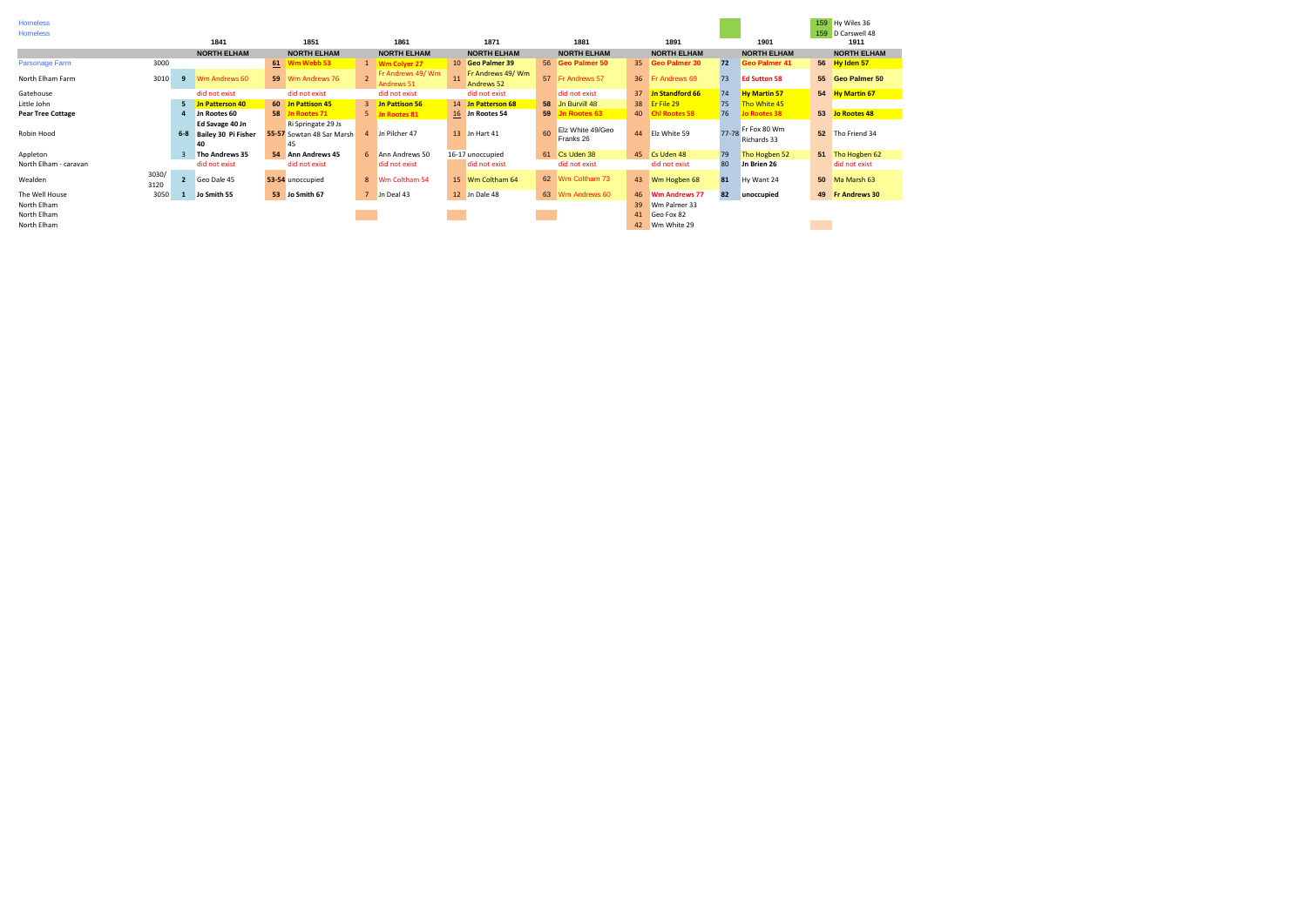Homeless
Homeless

| | | | 1841 | | 1851 | | 1861 | | 1871 | | 1881 | | 1891 | | 1901 | | 1911 |
|---|---|---|---|---|---|---|---|---|---|---|---|---|---|---|---|---|---|
| Homeless | | | | | | | | | | | | | | | | 159 | Hy Wiles 36 |
| Homeless | | | | | | | | | | | | | | | | 159 | D Carswell 48 |
| | | | NORTH ELHAM | | NORTH ELHAM | | NORTH ELHAM | | NORTH ELHAM | | NORTH ELHAM | | NORTH ELHAM | | NORTH ELHAM | | NORTH ELHAM |
| Parsonage Farm | 3000 | | | 61 | Wm Webb 53 | 1 | Wm Colyer 27 | 10 | Geo Palmer 39 | 56 | Geo Palmer 50 | 35 | Geo Palmer 30 | 72 | Geo Palmer 41 | 56 | Hy Iden 57 |
| North Elham Farm | 3010 | 9 | Wm Andrews 60 | 59 | Wm Andrews 76 | 2 | Fr Andrews 49/ Wm Andrews 51 | 11 | Fr Andrews 49/ Wm Andrews 52 | 57 | Fr Andrews 57 | 36 | Fr Andrews 69 | 73 | Ed Sutton 58 | 55 | Geo Palmer 50 |
| Gatehouse | | | did not exist | | did not exist | | did not exist | | did not exist | | did not exist | 37 | Jn Standford 66 | 74 | Hy Martin 57 | 54 | Hy Martin 67 |
| Little John | | 5 | Jn Patterson 40 | 60 | Jn Pattison 45 | 3 | Jn Pattison 56 | 14 | Jn Patterson 68 | 58 | Jn Burvill 48 | 38 | Er File 29 | 75 | Tho White 45 | | |
| Pear Tree Cottage | | 4 | Jn Rootes 60 | 58 | Jn Rootes 71 | 5 | Jn Rootes 81 | 16 | Jn Rootes 54 | 59 | Jn Rootes 63 | 40 | Chl Rootes 58 | 76 | Jo Rootes 38 | 53 | Jo Rootes 48 |
| Robin Hood | | 6-8 | Ed Savage 40 Jn Bailey 30 Pi Fisher 40 | 55-57 | Ri Springate 29 Js Sowtan 48 Sar Marsh 45 | 4 | Jn Pilcher 47 | 13 | Jn Hart 41 | 60 | Elz White 49/Geo Franks 26 | 44 | Elz White 59 | 77-78 | Fr Fox 80 Wm Richards 33 | 52 | Tho Friend 34 |
| Appleton | | 3 | Tho Andrews 35 | 54 | Ann Andrews 45 | 6 | Ann Andrews 50 | | 16-17 unoccupied | 61 | Cs Uden 38 | 45 | Cs Uden 48 | 79 | Tho Hogben 52 | 51 | Tho Hogben 62 |
| North Elham - caravan | | | did not exist | | did not exist | | did not exist | | did not exist | | did not exist | | did not exist | 80 | Jn Brien 26 | | did not exist |
| Wealden | 3030/ 3120 | 2 | Geo Dale 45 | 53-54 | unoccupied | 8 | Wm Coltham 54 | 15 | Wm Coltham 64 | 62 | Wm Coltham 73 | 43 | Wm Hogben 68 | 81 | Hy Want 24 | 50 | Ma Marsh 63 |
| The Well House | 3050 | 1 | Jo Smith 55 | 53 | Jo Smith 67 | 7 | Jn Deal 43 | 12 | Jn Dale 48 | 63 | Wm Andrews 60 | 46 | Wm Andrews 77 | 82 | unoccupied | 49 | Fr Andrews 30 |
| North Elham | | | | | | | | | | | | 39 | Wm Palmer 33 | | | | |
| North Elham | | | | | | | | | | | | 41 | Geo Fox 82 | | | | |
| North Elham | | | | | | | | | | | | 42 | Wm White 29 | | | | |